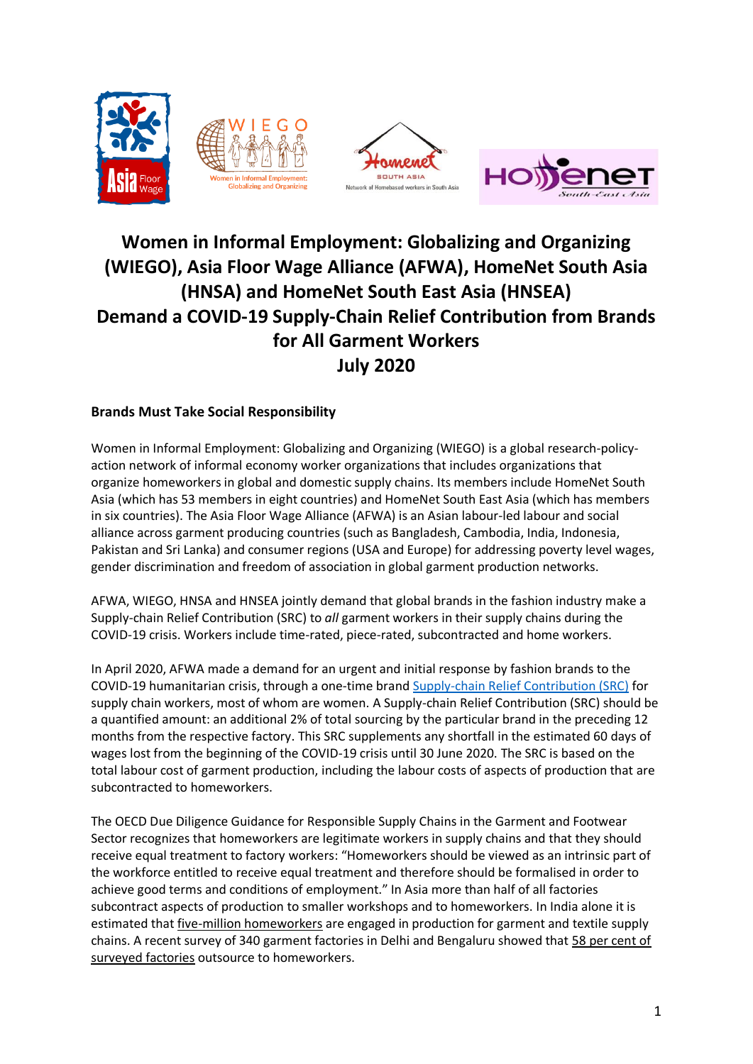# Women in Informal Employment: Globalizing and Organizing (WIEGO), Asia Floor Wage Alliance (AFWA), HomeNet South Asia (HNSA) and HomeNet South East Asia (HNSEA) Demand a COVID-19 Supply-Chain Relief Contribution from Brands for All Garment Workers July 2020

## Brands Must Take Social Responsibility

Women in Informal Employment: Globalizing and Organizing (WIEGO) is a global research-policy-action network of informal economy worker organizations that includes organizations that organize homeworkers in global and domestic supply chains. Its members include HomeNet South Asia (which has 53 members in eight countries) and HomeNet South East Asia (which has members in six countries). The Asia Floor Wage Alliance (AFWA) is an Asian labour-led labour and social alliance across garment producing countries (such as Bangladesh, Cambodia, India, Indonesia, Pakistan and Sri Lanka) and consumer regions (USA and Europe) for addressing poverty level wages, gender discrimination and freedom of association in global garment production networks.

AFWA, WIEGO, HNSA and HNSEA jointly demand that global brands in the fashion industry make a Supply-chain Relief Contribution (SRC) to *all* garment workers in their supply chains during the COVID-19 crisis. Workers include time-rated, piece-rated, subcontracted and home workers.

In April 2020, AFWA made a demand for an urgent and initial response by fashion brands to the COVID-19 humanitarian crisis, through a one-time brand Supply-chain Relief Contribution (SRC) for supply chain workers, most of whom are women. A Supply-chain Relief Contribution (SRC) should be a quantified amount: an additional 2% of total sourcing by the particular brand in the preceding 12 months from the respective factory. This SRC supplements any shortfall in the estimated 60 days of wages lost from the beginning of the COVID-19 crisis until 30 June 2020. The SRC is based on the total labour cost of garment production, including the labour costs of aspects of production that are subcontracted to homeworkers.

The OECD Due Diligence Guidance for Responsible Supply Chains in the Garment and Footwear Sector recognizes that homeworkers are legitimate workers in supply chains and that they should receive equal treatment to factory workers: "Homeworkers should be viewed as an intrinsic part of the workforce entitled to receive equal treatment and therefore should be formalised in order to achieve good terms and conditions of employment." In Asia more than half of all factories subcontract aspects of production to smaller workshops and to homeworkers. In India alone it is estimated that five-million homeworkers are engaged in production for garment and textile supply chains. A recent survey of 340 garment factories in Delhi and Bengaluru showed that 58 per cent of surveyed factories outsource to homeworkers.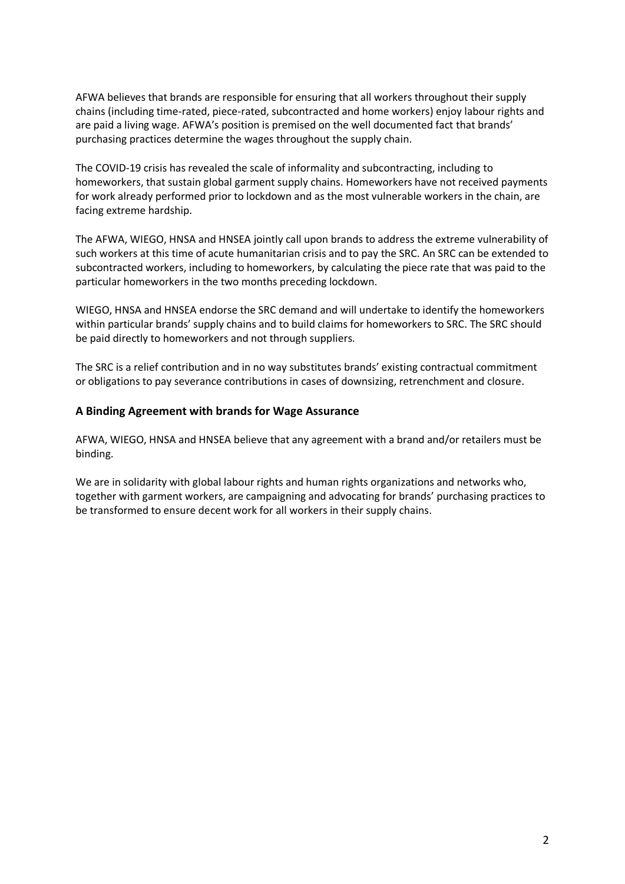AFWA believes that brands are responsible for ensuring that all workers throughout their supply chains (including time-rated, piece-rated, subcontracted and home workers) enjoy labour rights and are paid a living wage. AFWA's position is premised on the well documented fact that brands' purchasing practices determine the wages throughout the supply chain.

The COVID-19 crisis has revealed the scale of informality and subcontracting, including to homeworkers, that sustain global garment supply chains. Homeworkers have not received payments for work already performed prior to lockdown and as the most vulnerable workers in the chain, are facing extreme hardship.

The AFWA, WIEGO, HNSA and HNSEA jointly call upon brands to address the extreme vulnerability of such workers at this time of acute humanitarian crisis and to pay the SRC. An SRC can be extended to subcontracted workers, including to homeworkers, by calculating the piece rate that was paid to the particular homeworkers in the two months preceding lockdown.

WIEGO, HNSA and HNSEA endorse the SRC demand and will undertake to identify the homeworkers within particular brands' supply chains and to build claims for homeworkers to SRC. The SRC should be paid directly to homeworkers and not through suppliers.

The SRC is a relief contribution and in no way substitutes brands' existing contractual commitment or obligations to pay severance contributions in cases of downsizing, retrenchment and closure.

### A Binding Agreement with brands for Wage Assurance

AFWA, WIEGO, HNSA and HNSEA believe that any agreement with a brand and/or retailers must be binding.

We are in solidarity with global labour rights and human rights organizations and networks who, together with garment workers, are campaigning and advocating for brands' purchasing practices to be transformed to ensure decent work for all workers in their supply chains.